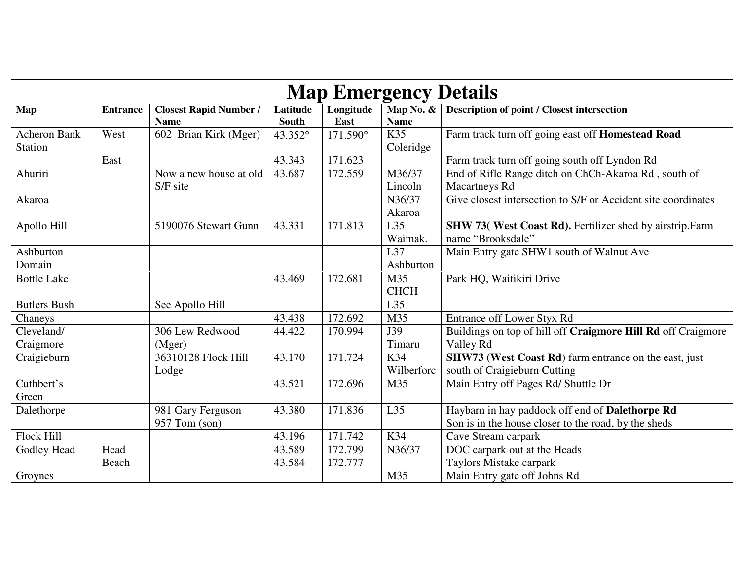# Map Emergency Details

| Map | Entrance | Closest Rapid Number / Name | Latitude South | Longitude East | Map No. & Name | Description of point / Closest intersection |
|---|---|---|---|---|---|---|
| Acheron Bank Station | West<br>East | 602 Brian Kirk (Mger) | 43.352°<br>43.343 | 171.590°<br>171.623 | K35 Coleridge | Farm track turn off going east off **Homestead Road**<br>Farm track turn off going south off Lyndon Rd |
| Ahuriri | | Now a new house at old S/F site | 43.687 | 172.559 | M36/37 Lincoln | End of Rifle Range ditch on ChCh-Akaroa Rd , south of Macartneys Rd |
| Akaroa | | | | | N36/37 Akaroa | Give closest intersection to S/F or Accident site coordinates |
| Apollo Hill | | 5190076 Stewart Gunn | 43.331 | 171.813 | L35 Waimak. | **SHW 73( West Coast Rd).** Fertilizer shed by airstrip.Farm name "Brooksdale" |
| Ashburton Domain | | | | | L37 Ashburton | Main Entry gate SHW1 south of Walnut Ave |
| Bottle Lake | | | 43.469 | 172.681 | M35 CHCH | Park HQ, Waitikiri Drive |
| Butlers Bush | | See Apollo Hill | | | L35 | |
| Chaneys | | | 43.438 | 172.692 | M35 | Entrance off Lower Styx Rd |
| Cleveland/ Craigmore | | 306 Lew Redwood (Mger) | 44.422 | 170.994 | J39 Timaru | Buildings on top of hill off **Craigmore Hill Rd** off Craigmore Valley Rd |
| Craigieburn | | 36310128 Flock Hill Lodge | 43.170 | 171.724 | K34 Wilberforc | **SHW73 (West Coast Rd**) farm entrance on the east, just south of Craigieburn Cutting |
| Cuthbert's Green | | | 43.521 | 172.696 | M35 | Main Entry off Pages Rd/ Shuttle Dr |
| Dalethorpe | | 981 Gary Ferguson<br>957 Tom (son) | 43.380 | 171.836 | L35 | Haybarn in hay paddock off end of **Dalethorpe Rd**<br>Son is in the house closer to the road, by the sheds |
| Flock Hill | | | 43.196 | 171.742 | K34 | Cave Stream carpark |
| Godley Head | Head<br>Beach | | 43.589<br>43.584 | 172.799<br>172.777 | N36/37 | DOC carpark out at the Heads<br>Taylors Mistake carpark |
| Groynes | | | | | M35 | Main Entry gate off Johns Rd |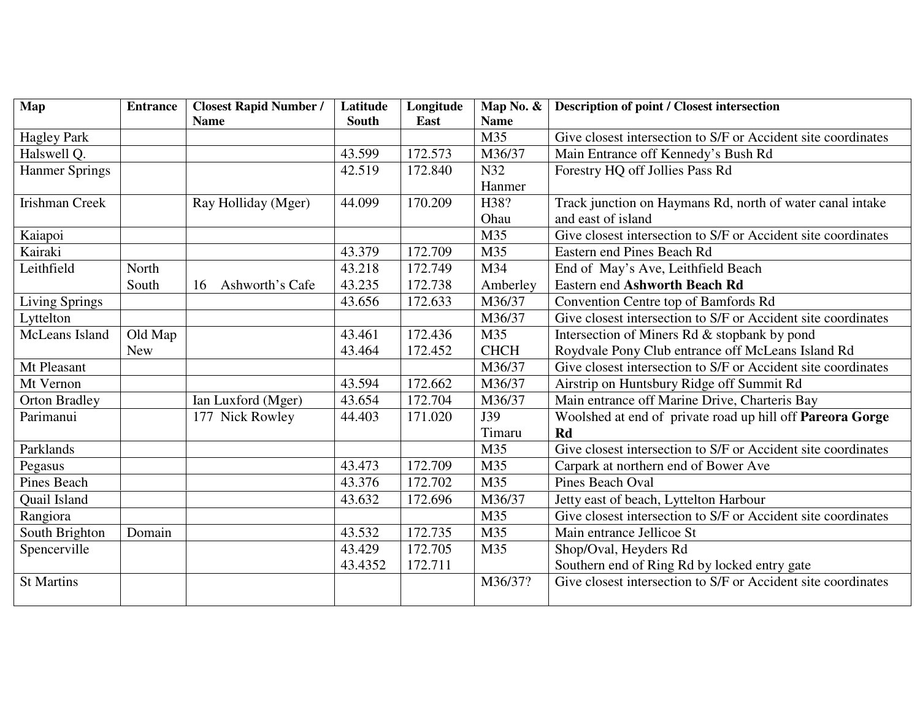| Map | Entrance | Closest Rapid Number / Name | Latitude South | Longitude East | Map No. & Name | Description of point / Closest intersection |
| --- | --- | --- | --- | --- | --- | --- |
| Hagley Park | | | | | M35 | Give closest intersection to S/F or Accident site coordinates |
| Halswell Q. | | | 43.599 | 172.573 | M36/37 | Main Entrance off Kennedy's Bush Rd |
| Hanmer Springs | | | 42.519 | 172.840 | N32 Hanmer | Forestry HQ off Jollies Pass Rd |
| Irishman Creek | | Ray Holliday (Mger) | 44.099 | 170.209 | H38? Ohau | Track junction on Haymans Rd, north of water canal intake and east of island |
| Kaiapoi | | | | | M35 | Give closest intersection to S/F or Accident site coordinates |
| Kairaki | | | 43.379 | 172.709 | M35 | Eastern end Pines Beach Rd |
| Leithfield | North<br>South | <br>16 Ashworth's Cafe | 43.218<br>43.235 | 172.749<br>172.738 | M34<br>Amberley | End of May's Ave, Leithfield Beach<br>Eastern end **Ashworth Beach Rd** |
| Living Springs | | | 43.656 | 172.633 | M36/37 | Convention Centre top of Bamfords Rd |
| Lyttelton | | | | | M36/37 | Give closest intersection to S/F or Accident site coordinates |
| McLeans Island | Old Map<br>New | | 43.461<br>43.464 | 172.436<br>172.452 | M35<br>CHCH | Intersection of Miners Rd & stopbank by pond<br>Roydvale Pony Club entrance off McLeans Island Rd |
| Mt Pleasant | | | | | M36/37 | Give closest intersection to S/F or Accident site coordinates |
| Mt Vernon | | | 43.594 | 172.662 | M36/37 | Airstrip on Huntsbury Ridge off Summit Rd |
| Orton Bradley | | Ian Luxford (Mger) | 43.654 | 172.704 | M36/37 | Main entrance off Marine Drive, Charteris Bay |
| Parimanui | | 177 Nick Rowley | 44.403 | 171.020 | J39 Timaru | Woolshed at end of private road up hill off **Pareora Gorge Rd** |
| Parklands | | | | | M35 | Give closest intersection to S/F or Accident site coordinates |
| Pegasus | | | 43.473 | 172.709 | M35 | Carpark at northern end of Bower Ave |
| Pines Beach | | | 43.376 | 172.702 | M35 | Pines Beach Oval |
| Quail Island | | | 43.632 | 172.696 | M36/37 | Jetty east of beach, Lyttelton Harbour |
| Rangiora | | | | | M35 | Give closest intersection to S/F or Accident site coordinates |
| South Brighton | Domain | | 43.532 | 172.735 | M35 | Main entrance Jellicoe St |
| Spencerville | | | 43.429<br>43.4352 | 172.705<br>172.711 | M35 | Shop/Oval, Heyders Rd<br>Southern end of Ring Rd by locked entry gate |
| St Martins | | | | | M36/37? | Give closest intersection to S/F or Accident site coordinates |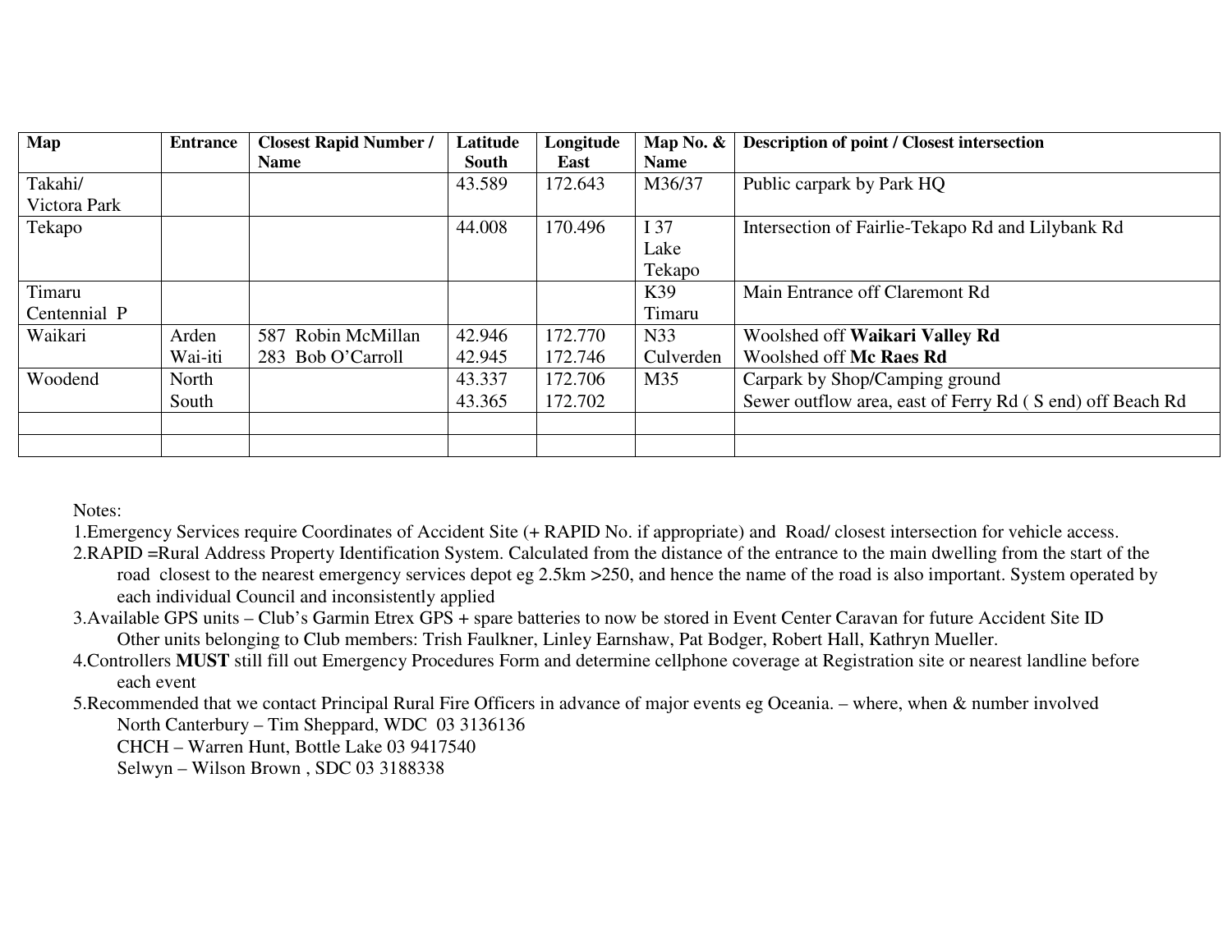| Map | Entrance | Closest Rapid Number / Name | Latitude South | Longitude East | Map No. & Name | Description of point / Closest intersection |
|---|---|---|---|---|---|---|
| Takahi/ Victora Park | | | 43.589 | 172.643 | M36/37 | Public carpark by Park HQ |
| Tekapo | | | 44.008 | 170.496 | I 37 Lake Tekapo | Intersection of Fairlie-Tekapo Rd and Lilybank Rd |
| Timaru Centennial P | | | | | K39 Timaru | Main Entrance off Claremont Rd |
| Waikari | Arden<br>Wai-iti | 587 Robin McMillan<br>283 Bob O'Carroll | 42.946<br>42.945 | 172.770<br>172.746 | N33 Culverden | Woolshed off **Waikari Valley Rd**<br>Woolshed off **Mc Raes Rd** |
| Woodend | North<br>South | | 43.337<br>43.365 | 172.706<br>172.702 | M35 | Carpark by Shop/Camping ground<br>Sewer outflow area, east of Ferry Rd ( S end) off Beach Rd |
| | | | | | | |
| | | | | | | |

Notes:

1. Emergency Services require Coordinates of Accident Site (+ RAPID No. if appropriate) and Road/ closest intersection for vehicle access.
2. RAPID =Rural Address Property Identification System. Calculated from the distance of the entrance to the main dwelling from the start of the road closest to the nearest emergency services depot eg 2.5km >250, and hence the name of the road is also important. System operated by each individual Council and inconsistently applied
3. Available GPS units – Club's Garmin Etrex GPS + spare batteries to now be stored in Event Center Caravan for future Accident Site ID
   Other units belonging to Club members: Trish Faulkner, Linley Earnshaw, Pat Bodger, Robert Hall, Kathryn Mueller.
4. Controllers **MUST** still fill out Emergency Procedures Form and determine cellphone coverage at Registration site or nearest landline before each event
5. Recommended that we contact Principal Rural Fire Officers in advance of major events eg Oceania. – where, when & number involved
   North Canterbury – Tim Sheppard, WDC 03 3136136
   CHCH – Warren Hunt, Bottle Lake 03 9417540
   Selwyn – Wilson Brown , SDC 03 3188338